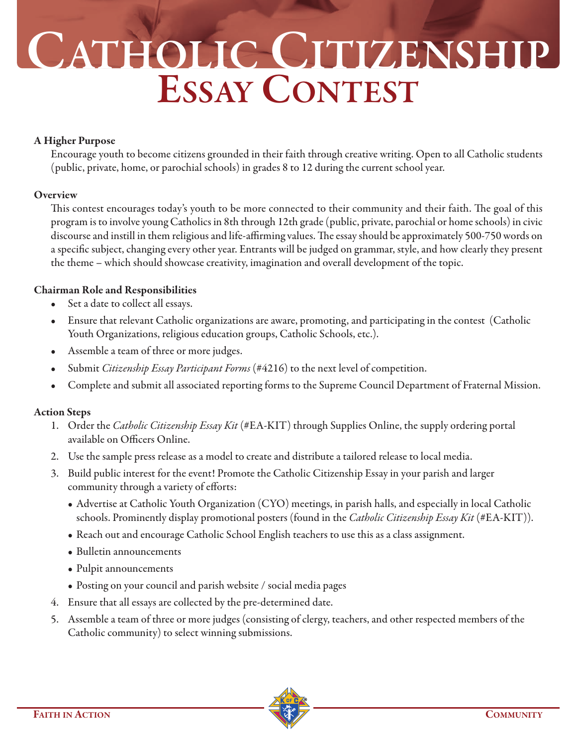# Catholic Citizenship Essay Contest

### A Higher Purpose

Encourage youth to become citizens grounded in their faith through creative writing. Open to all Catholic students (public, private, home, or parochial schools) in grades 8 to 12 during the current school year.

### Overview

This contest encourages today's youth to be more connected to their community and their faith. The goal of this program is to involve young Catholics in 8th through 12th grade (public, private, parochial or home schools) in civic discourse and instill in them religious and life-affirming values. The essay should be approximately 500-750 words on a specific subject, changing every other year. Entrants will be judged on grammar, style, and how clearly they present the theme – which should showcase creativity, imagination and overall development of the topic.

### Chairman Role and Responsibilities

- Set a date to collect all essays.
- Ensure that relevant Catholic organizations are aware, promoting, and participating in the contest (Catholic Youth Organizations, religious education groups, Catholic Schools, etc.).
- Assemble a team of three or more judges.
- Submit *Citizenship Essay Participant Forms* (#4216) to the next level of competition.
- Complete and submit all associated reporting forms to the Supreme Council Department of Fraternal Mission.

### Action Steps

1. Order the *Catholic Citizenship Essay Kit* (#EA-KIT) through Supplies Online, the supply ordering portal available on Officers Online.
2. Use the sample press release as a model to create and distribute a tailored release to local media.
3. Build public interest for the event! Promote the Catholic Citizenship Essay in your parish and larger community through a variety of efforts:
   - Advertise at Catholic Youth Organization (CYO) meetings, in parish halls, and especially in local Catholic schools. Prominently display promotional posters (found in the *Catholic Citizenship Essay Kit* (#EA-KIT)).
   - Reach out and encourage Catholic School English teachers to use this as a class assignment.
   - Bulletin announcements
   - Pulpit announcements
   - Posting on your council and parish website / social media pages
4. Ensure that all essays are collected by the pre-determined date.
5. Assemble a team of three or more judges (consisting of clergy, teachers, and other respected members of the Catholic community) to select winning submissions.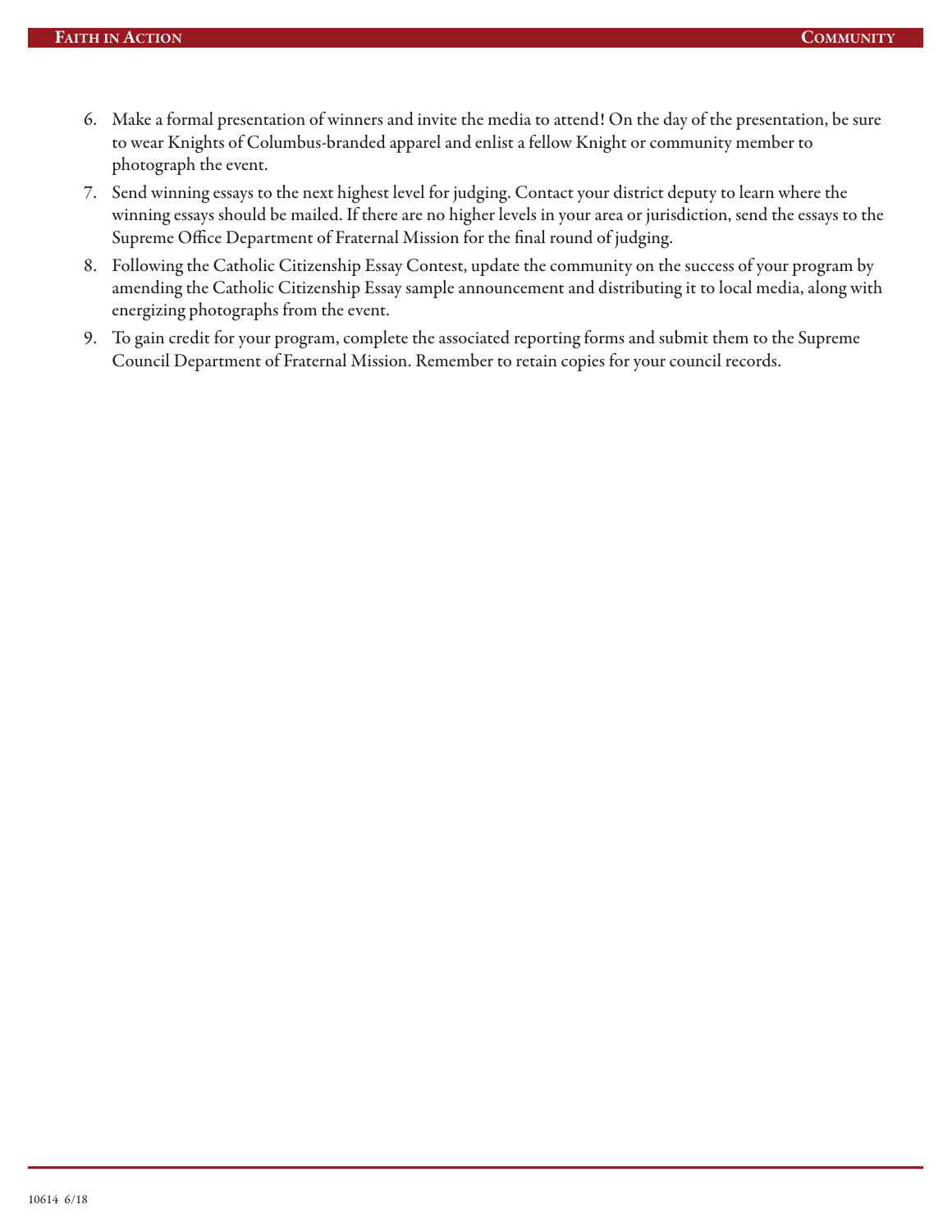6. Make a formal presentation of winners and invite the media to attend! On the day of the presentation, be sure to wear Knights of Columbus-branded apparel and enlist a fellow Knight or community member to photograph the event.
7. Send winning essays to the next highest level for judging. Contact your district deputy to learn where the winning essays should be mailed. If there are no higher levels in your area or jurisdiction, send the essays to the Supreme Office Department of Fraternal Mission for the final round of judging.
8. Following the Catholic Citizenship Essay Contest, update the community on the success of your program by amending the Catholic Citizenship Essay sample announcement and distributing it to local media, along with energizing photographs from the event.
9. To gain credit for your program, complete the associated reporting forms and submit them to the Supreme Council Department of Fraternal Mission. Remember to retain copies for your council records.

10614 6/18